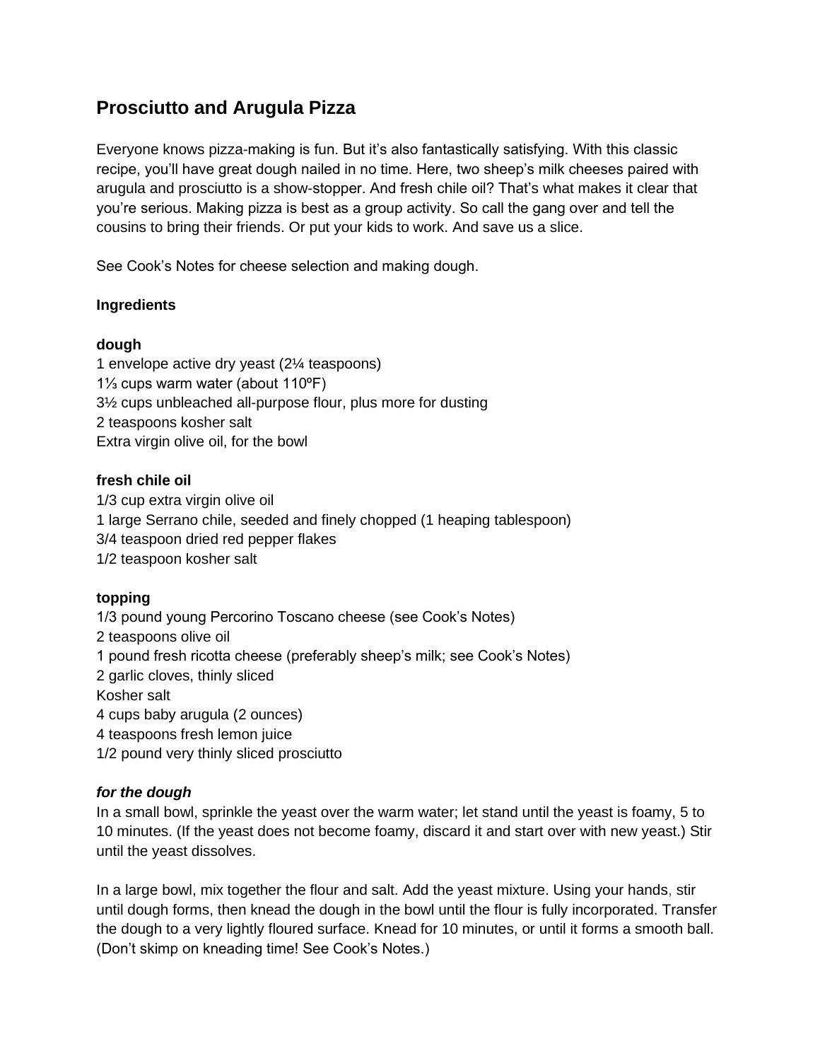# Prosciutto and Arugula Pizza

Everyone knows pizza-making is fun. But it's also fantastically satisfying. With this classic recipe, you'll have great dough nailed in no time. Here, two sheep's milk cheeses paired with arugula and prosciutto is a show-stopper. And fresh chile oil? That's what makes it clear that you're serious. Making pizza is best as a group activity. So call the gang over and tell the cousins to bring their friends. Or put your kids to work. And save us a slice.

See Cook's Notes for cheese selection and making dough.

**Ingredients**

**dough**

1 envelope active dry yeast (2¼ teaspoons)
1⅓ cups warm water (about 110ºF)
3½ cups unbleached all-purpose flour, plus more for dusting
2 teaspoons kosher salt
Extra virgin olive oil, for the bowl

**fresh chile oil**

1/3 cup extra virgin olive oil
1 large Serrano chile, seeded and finely chopped (1 heaping tablespoon)
3/4 teaspoon dried red pepper flakes
1/2 teaspoon kosher salt

**topping**

1/3 pound young Percorino Toscano cheese (see Cook's Notes)
2 teaspoons olive oil
1 pound fresh ricotta cheese (preferably sheep's milk; see Cook's Notes)
2 garlic cloves, thinly sliced
Kosher salt
4 cups baby arugula (2 ounces)
4 teaspoons fresh lemon juice
1/2 pound very thinly sliced prosciutto

***for the dough***

In a small bowl, sprinkle the yeast over the warm water; let stand until the yeast is foamy, 5 to 10 minutes. (If the yeast does not become foamy, discard it and start over with new yeast.) Stir until the yeast dissolves.

In a large bowl, mix together the flour and salt. Add the yeast mixture. Using your hands, stir until dough forms, then knead the dough in the bowl until the flour is fully incorporated. Transfer the dough to a very lightly floured surface. Knead for 10 minutes, or until it forms a smooth ball. (Don't skimp on kneading time! See Cook's Notes.)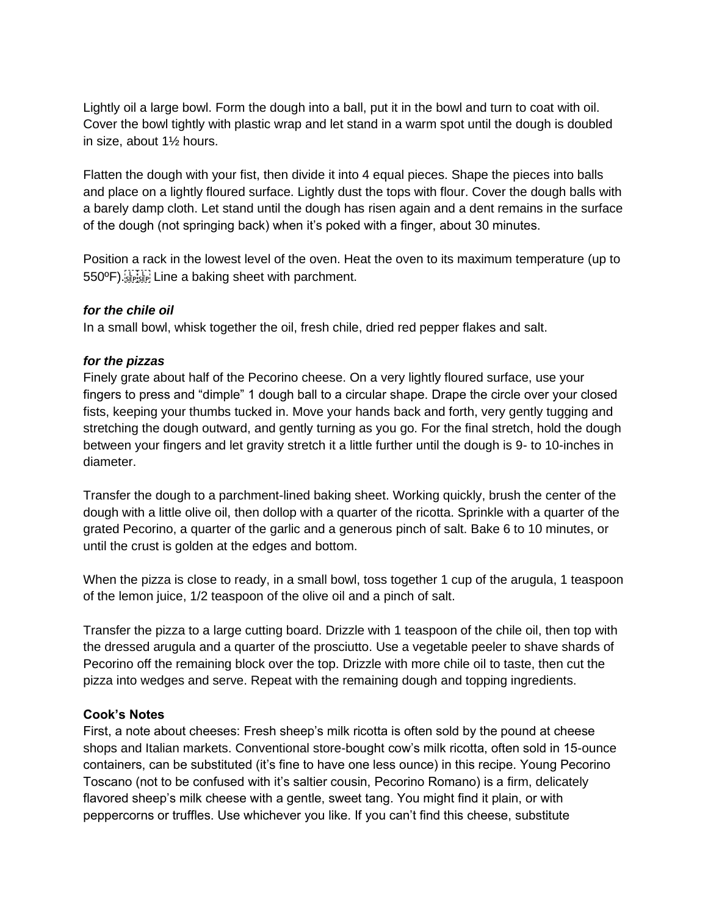Lightly oil a large bowl. Form the dough into a ball, put it in the bowl and turn to coat with oil. Cover the bowl tightly with plastic wrap and let stand in a warm spot until the dough is doubled in size, about 1½ hours.

Flatten the dough with your fist, then divide it into 4 equal pieces. Shape the pieces into balls and place on a lightly floured surface. Lightly dust the tops with flour. Cover the dough balls with a barely damp cloth. Let stand until the dough has risen again and a dent remains in the surface of the dough (not springing back) when it's poked with a finger, about 30 minutes.

Position a rack in the lowest level of the oven. Heat the oven to its maximum temperature (up to 550ºF). Line a baking sheet with parchment.

***for the chile oil***
In a small bowl, whisk together the oil, fresh chile, dried red pepper flakes and salt.

***for the pizzas***
Finely grate about half of the Pecorino cheese. On a very lightly floured surface, use your fingers to press and "dimple" 1 dough ball to a circular shape. Drape the circle over your closed fists, keeping your thumbs tucked in. Move your hands back and forth, very gently tugging and stretching the dough outward, and gently turning as you go. For the final stretch, hold the dough between your fingers and let gravity stretch it a little further until the dough is 9- to 10-inches in diameter.

Transfer the dough to a parchment-lined baking sheet. Working quickly, brush the center of the dough with a little olive oil, then dollop with a quarter of the ricotta. Sprinkle with a quarter of the grated Pecorino, a quarter of the garlic and a generous pinch of salt. Bake 6 to 10 minutes, or until the crust is golden at the edges and bottom.

When the pizza is close to ready, in a small bowl, toss together 1 cup of the arugula, 1 teaspoon of the lemon juice, 1/2 teaspoon of the olive oil and a pinch of salt.

Transfer the pizza to a large cutting board. Drizzle with 1 teaspoon of the chile oil, then top with the dressed arugula and a quarter of the prosciutto. Use a vegetable peeler to shave shards of Pecorino off the remaining block over the top. Drizzle with more chile oil to taste, then cut the pizza into wedges and serve. Repeat with the remaining dough and topping ingredients.

**Cook's Notes**
First, a note about cheeses: Fresh sheep's milk ricotta is often sold by the pound at cheese shops and Italian markets. Conventional store-bought cow's milk ricotta, often sold in 15-ounce containers, can be substituted (it's fine to have one less ounce) in this recipe. Young Pecorino Toscano (not to be confused with it's saltier cousin, Pecorino Romano) is a firm, delicately flavored sheep's milk cheese with a gentle, sweet tang. You might find it plain, or with peppercorns or truffles. Use whichever you like. If you can't find this cheese, substitute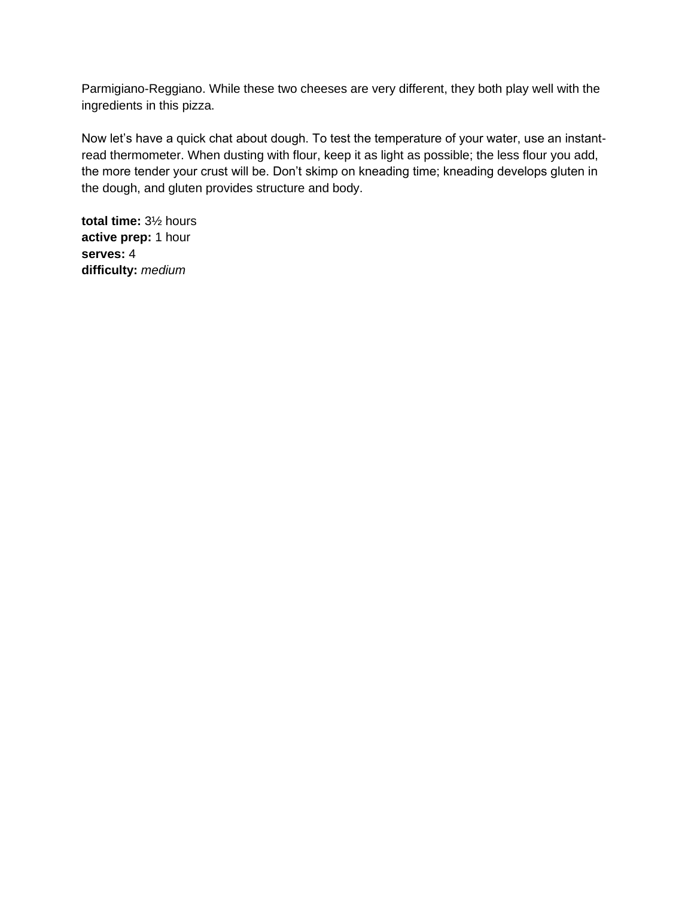Parmigiano-Reggiano. While these two cheeses are very different, they both play well with the ingredients in this pizza.

Now let's have a quick chat about dough. To test the temperature of your water, use an instant-read thermometer. When dusting with flour, keep it as light as possible; the less flour you add, the more tender your crust will be. Don't skimp on kneading time; kneading develops gluten in the dough, and gluten provides structure and body.

**total time:** 3½ hours
**active prep:** 1 hour
**serves:** 4
**difficulty:** *medium*